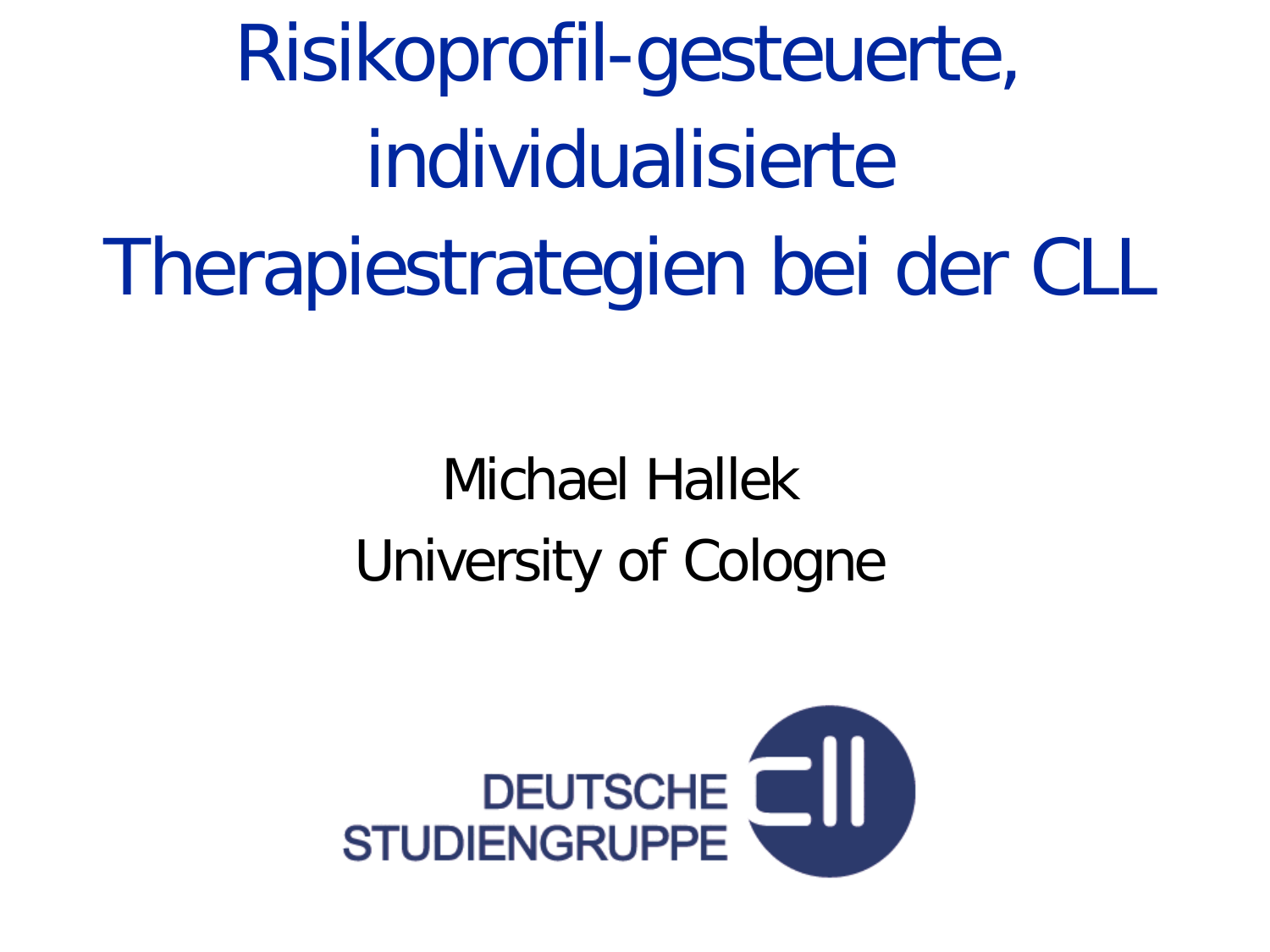# Risikoprofil-gesteuerte, individualisierte Therapiestrategien bei der CLL

Michael Hallek

University of Cologne

DEUTSCHE STUDIENGRUPPE CLL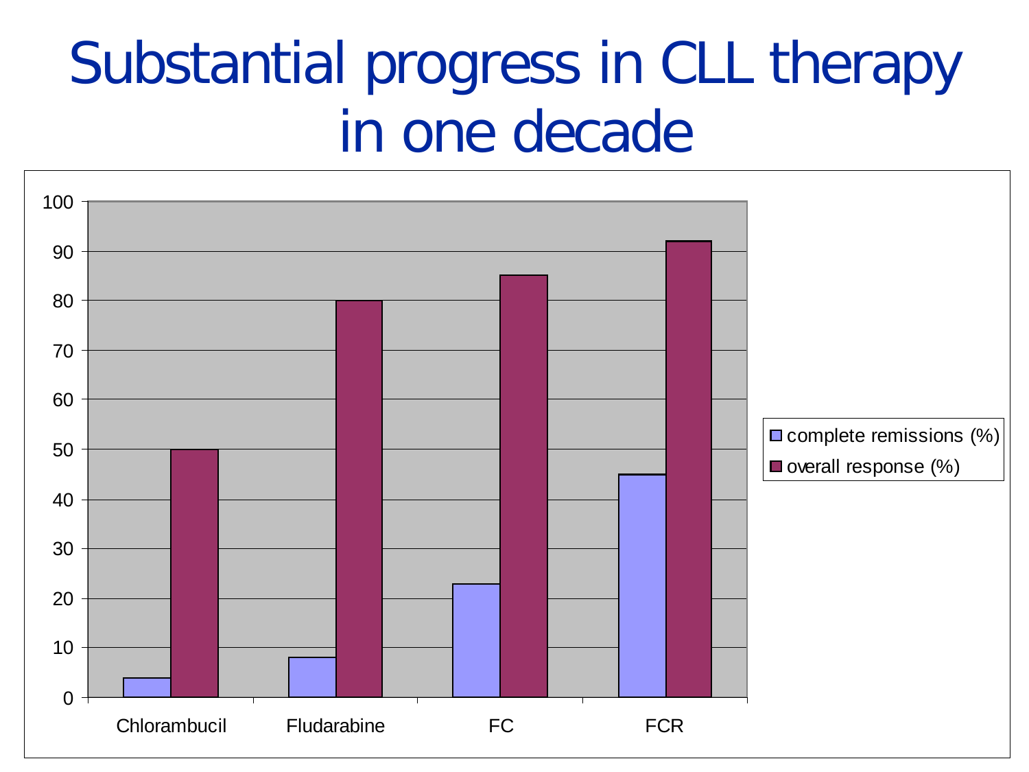# Substantial progress in CLL therapy in one decade

| | complete remissions (%) | overall response (%) |
|---|---|---|
| Chlorambucil | 4 | 50 |
| Fludarabine | 8 | 80 |
| FC | 23 | 85 |
| FCR | 45 | 92 |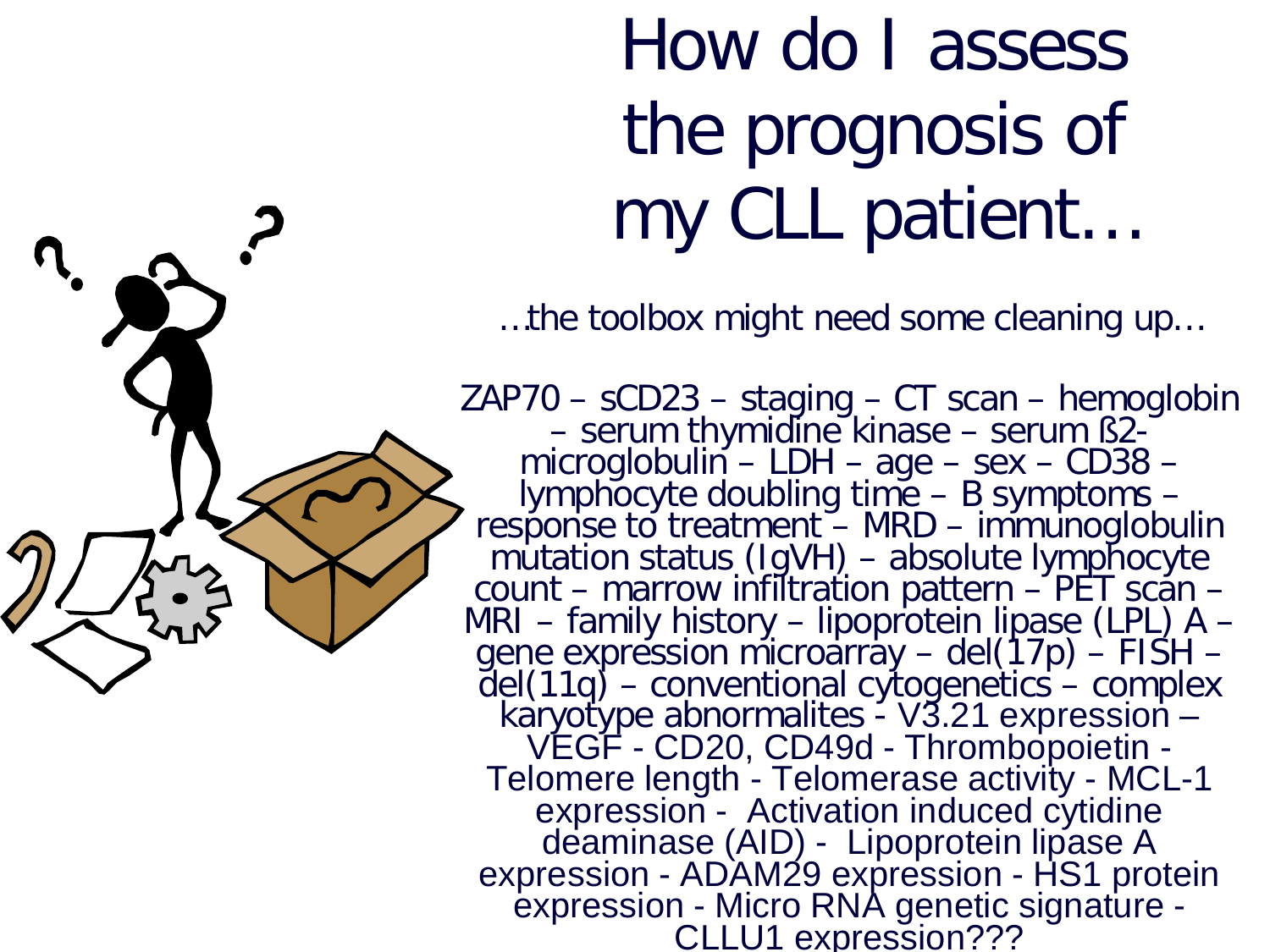# How do I assess the prognosis of my CLL patient…

…the toolbox might need some cleaning up…

ZAP70 – sCD23 – staging – CT scan – hemoglobin – serum thymidine kinase – serum ß2-microglobulin – LDH – age – sex – CD38 – lymphocyte doubling time – B symptoms – response to treatment – MRD – immunoglobulin mutation status (IgVH) – absolute lymphocyte count – marrow infiltration pattern – PET scan – MRI – family history – lipoprotein lipase (LPL) A – gene expression microarray – del(17p) – FISH – del(11q) – conventional cytogenetics – complex karyotype abnormalites - V3.21 expression – VEGF - CD20, CD49d - Thrombopoietin - Telomere length - Telomerase activity - MCL-1 expression - Activation induced cytidine deaminase (AID) - Lipoprotein lipase A expression - ADAM29 expression - HS1 protein expression - Micro RNA genetic signature - CLLU1 expression???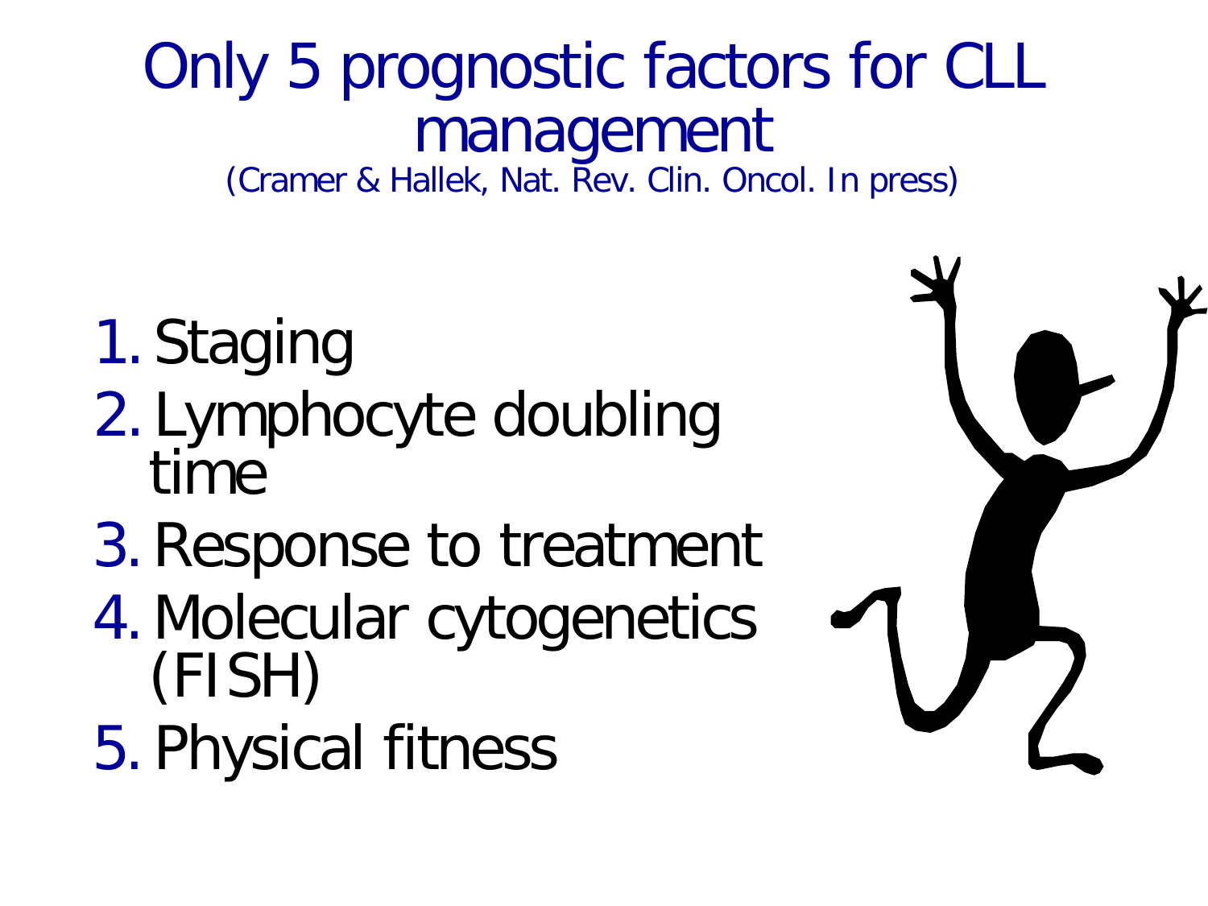# Only 5 prognostic factors for CLL management

(Cramer & Hallek, Nat. Rev. Clin. Oncol. In press)

1. Staging
2. Lymphocyte doubling time
3. Response to treatment
4. Molecular cytogenetics (FISH)
5. Physical fitness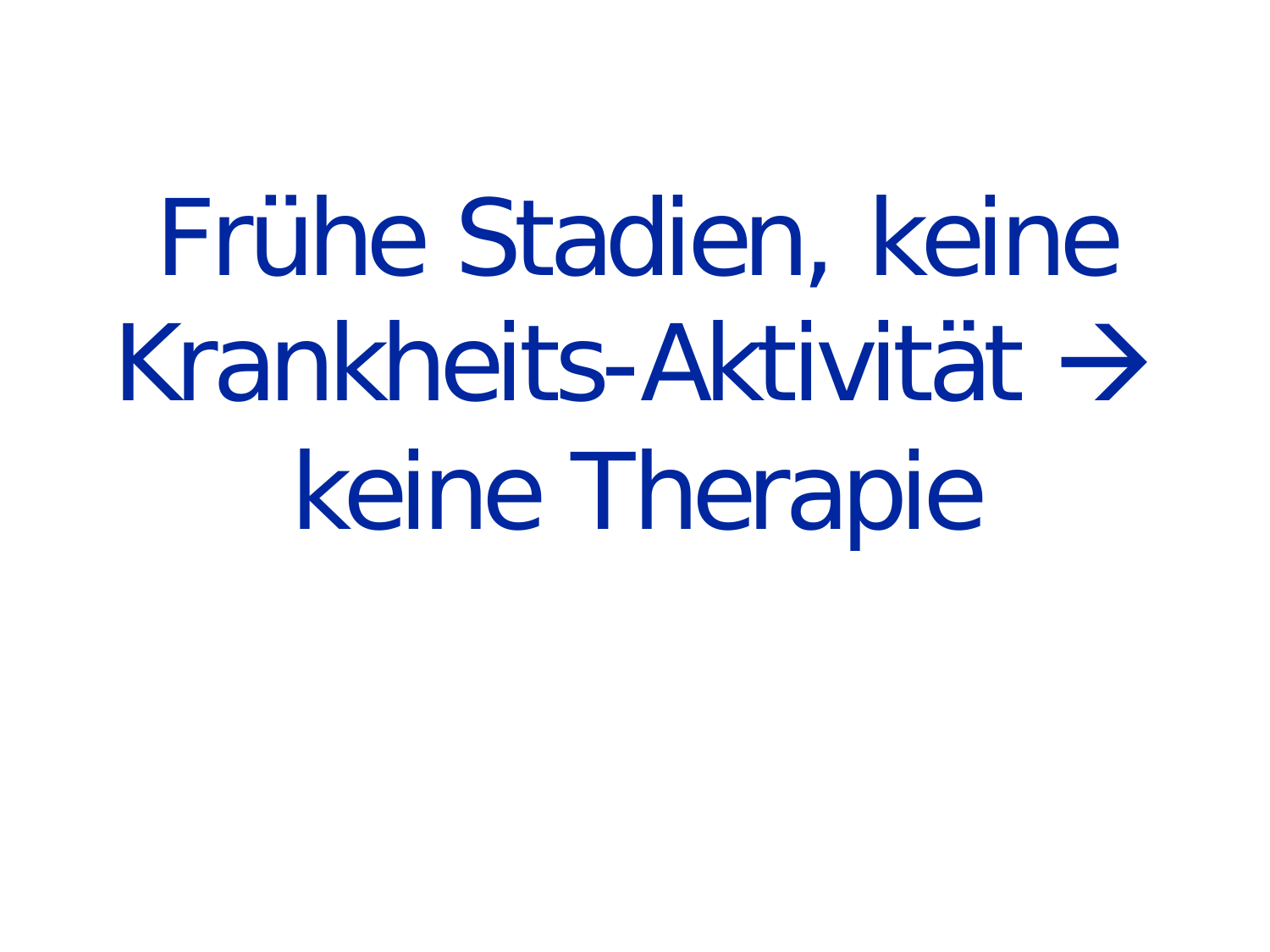# Frühe Stadien, keine Krankheits-Aktivität → keine Therapie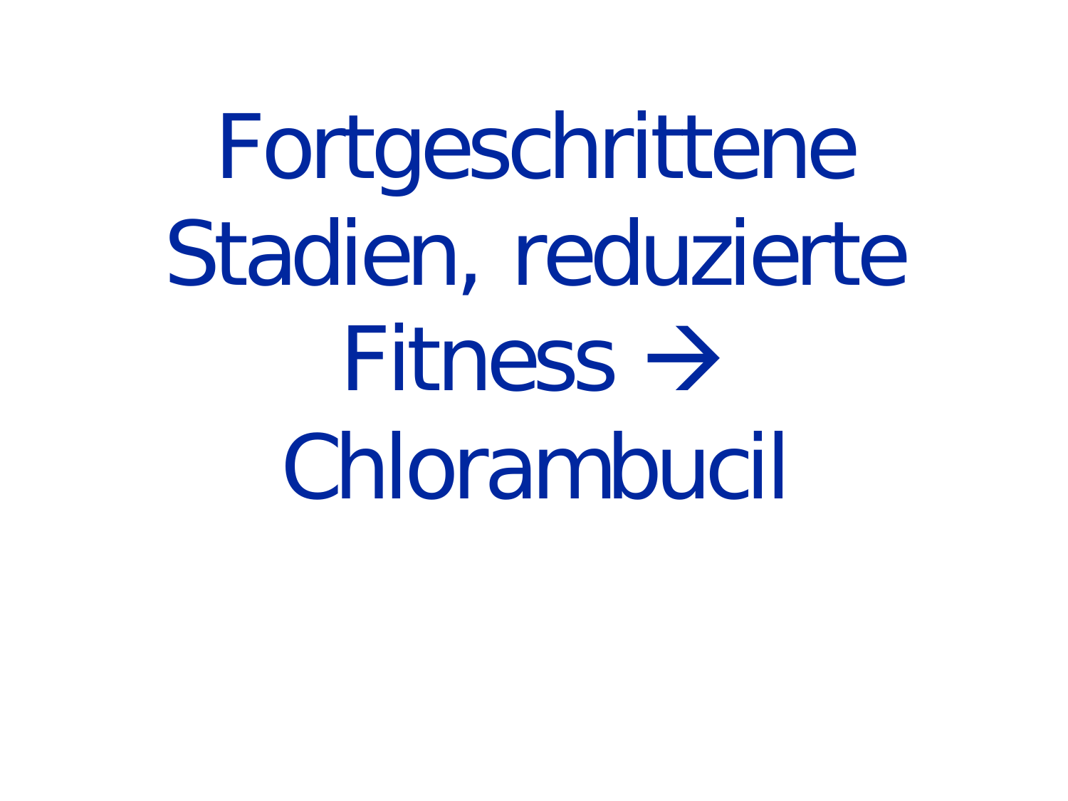Fortgeschrittene Stadien, reduzierte Fitness → Chlorambucil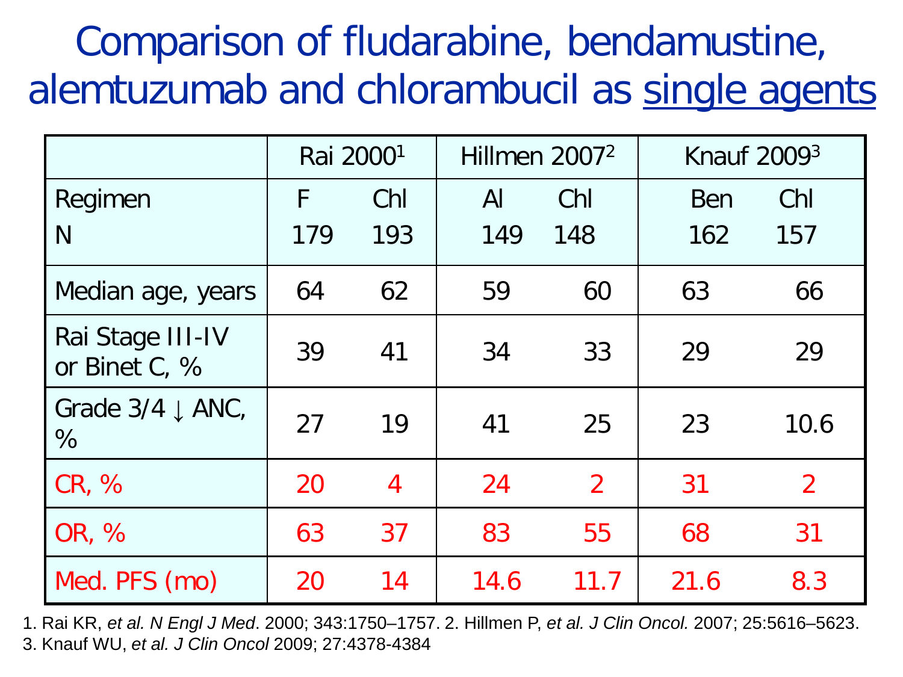# Comparison of fludarabine, bendamustine, alemtuzumab and chlorambucil as single agents

| | Rai 2000[1] | | Hillmen 2007[2] | | Knauf 2009[3] | |
|---|---|---|---|---|---|---|
| Regimen | F | Chl | Al | Chl | Ben | Chl |
| N | 179 | 193 | 149 | 148 | 162 | 157 |
| Median age, years | 64 | 62 | 59 | 60 | 63 | 66 |
| Rai Stage III-IV or Binet C, % | 39 | 41 | 34 | 33 | 29 | 29 |
| Grade 3/4 ↓ ANC, % | 27 | 19 | 41 | 25 | 23 | 10.6 |
| CR, % | 20 | 4 | 24 | 2 | 31 | 2 |
| OR, % | 63 | 37 | 83 | 55 | 68 | 31 |
| Med. PFS (mo) | 20 | 14 | 14.6 | 11.7 | 21.6 | 8.3 |

1. Rai KR, *et al. N Engl J Med*. 2000; 343:1750–1757. 2. Hillmen P, *et al. J Clin Oncol.* 2007; 25:5616–5623.
3. Knauf WU, *et al. J Clin Oncol* 2009; 27:4378-4384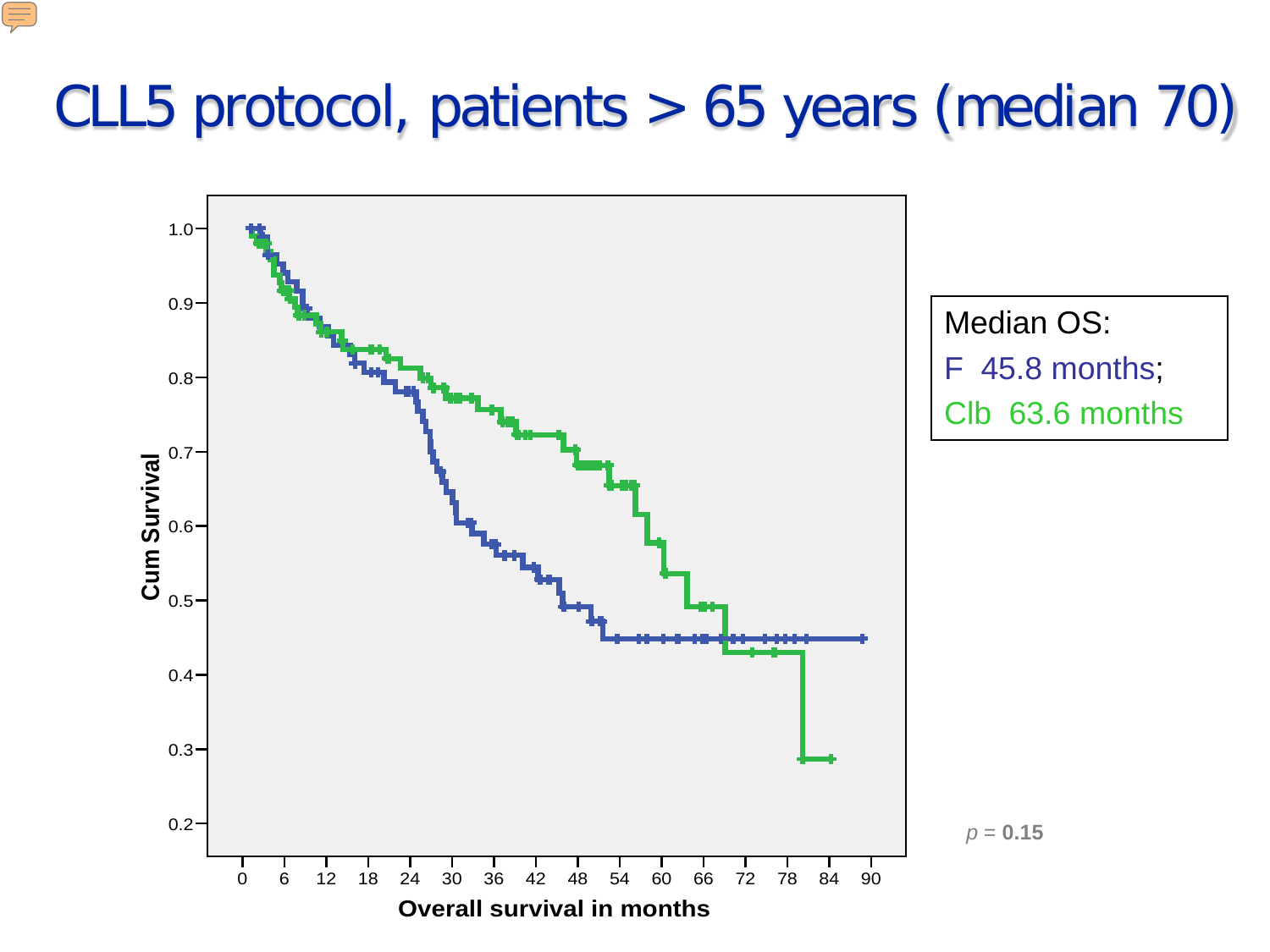# CLL5 protocol, patients > 65 years (median 70)

Median OS:

F 45.8 months;

Clb 63.6 months

$p = 0.15$

Cum Survival

Overall survival in months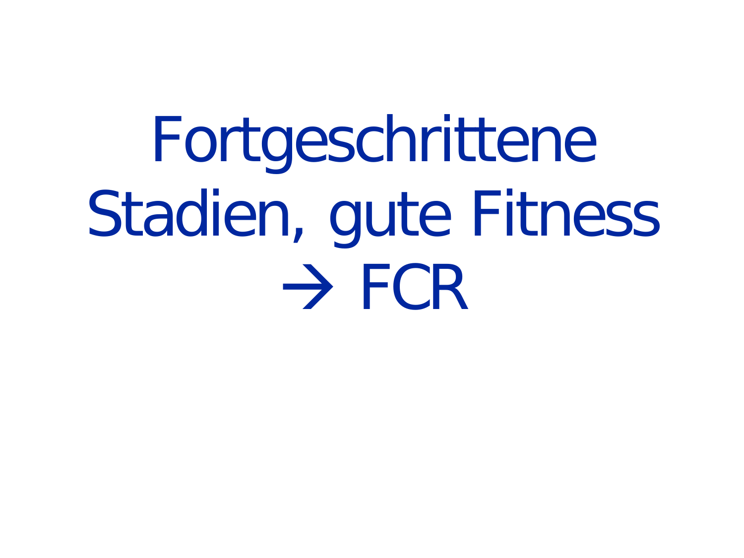# Fortgeschrittene Stadien, gute Fitness → FCR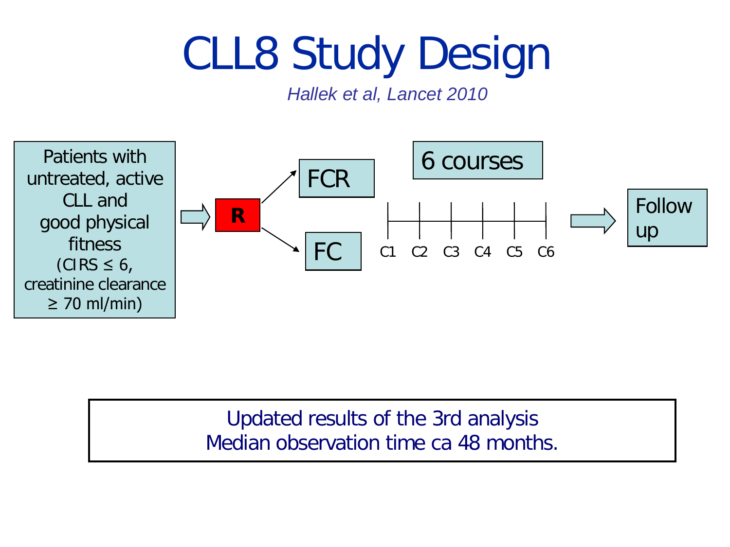# CLL8 Study Design

*Hallek et al, Lancet 2010*

Patients with untreated, active CLL and good physical fitness (CIRS ≤ 6, creatinine clearance ≥ 70 ml/min) → R → FCR / FC

6 courses

C1 C2 C3 C4 C5 C6 → Follow up

Updated results of the 3rd analysis
Median observation time ca 48 months.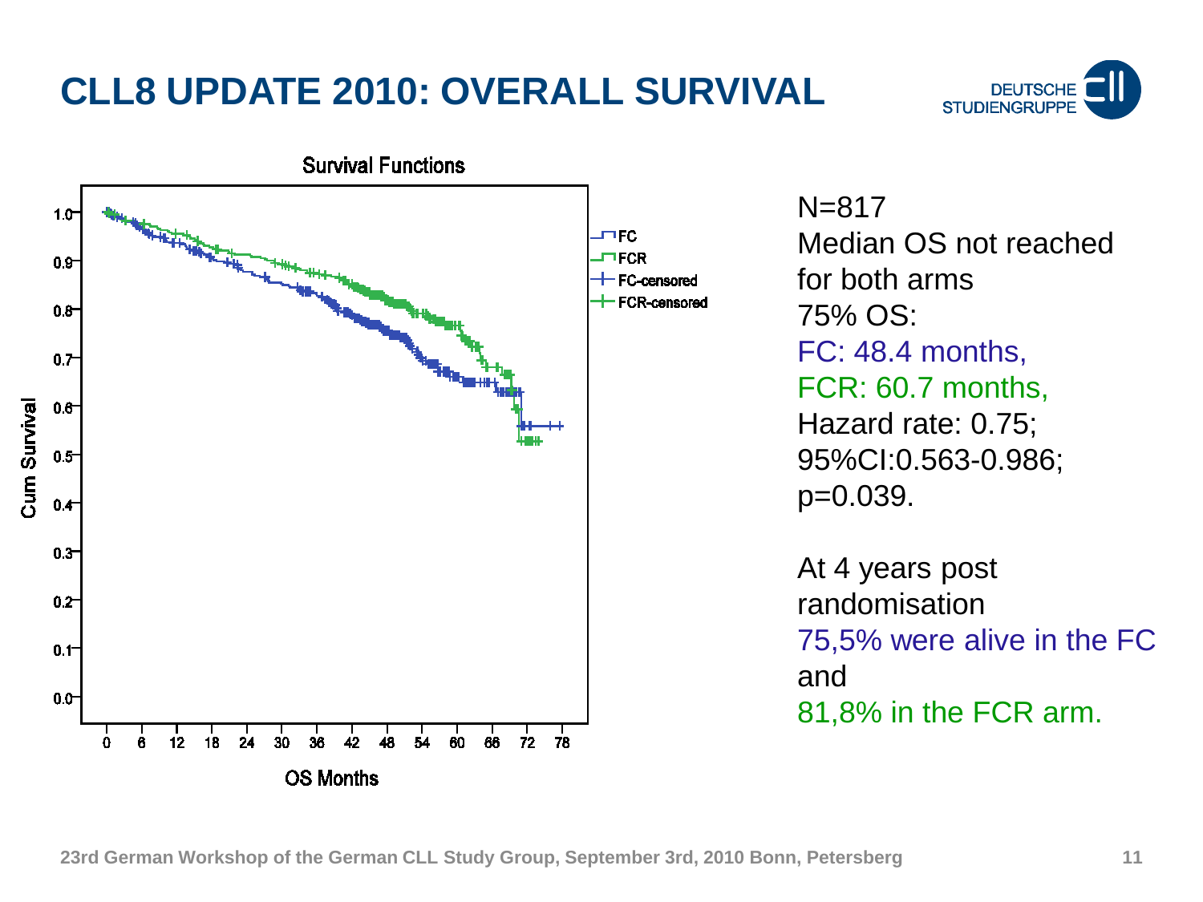# CLL8 UPDATE 2010: OVERALL SURVIVAL

DEUTSCHE STUDIENGRUPPE CLL

Survival Functions

Cum Survival

OS Months

FC
FCR
FC-censored
FCR-censored

N=817

Median OS not reached for both arms

75% OS:

FC: 48.4 months,

FCR: 60.7 months,

Hazard rate: 0.75;

95%CI:0.563-0.986;

p=0.039.

At 4 years post randomisation

75,5% were alive in the FC and

81,8% in the FCR arm.

23rd German Workshop of the German CLL Study Group, September 3rd, 2010 Bonn, Petersberg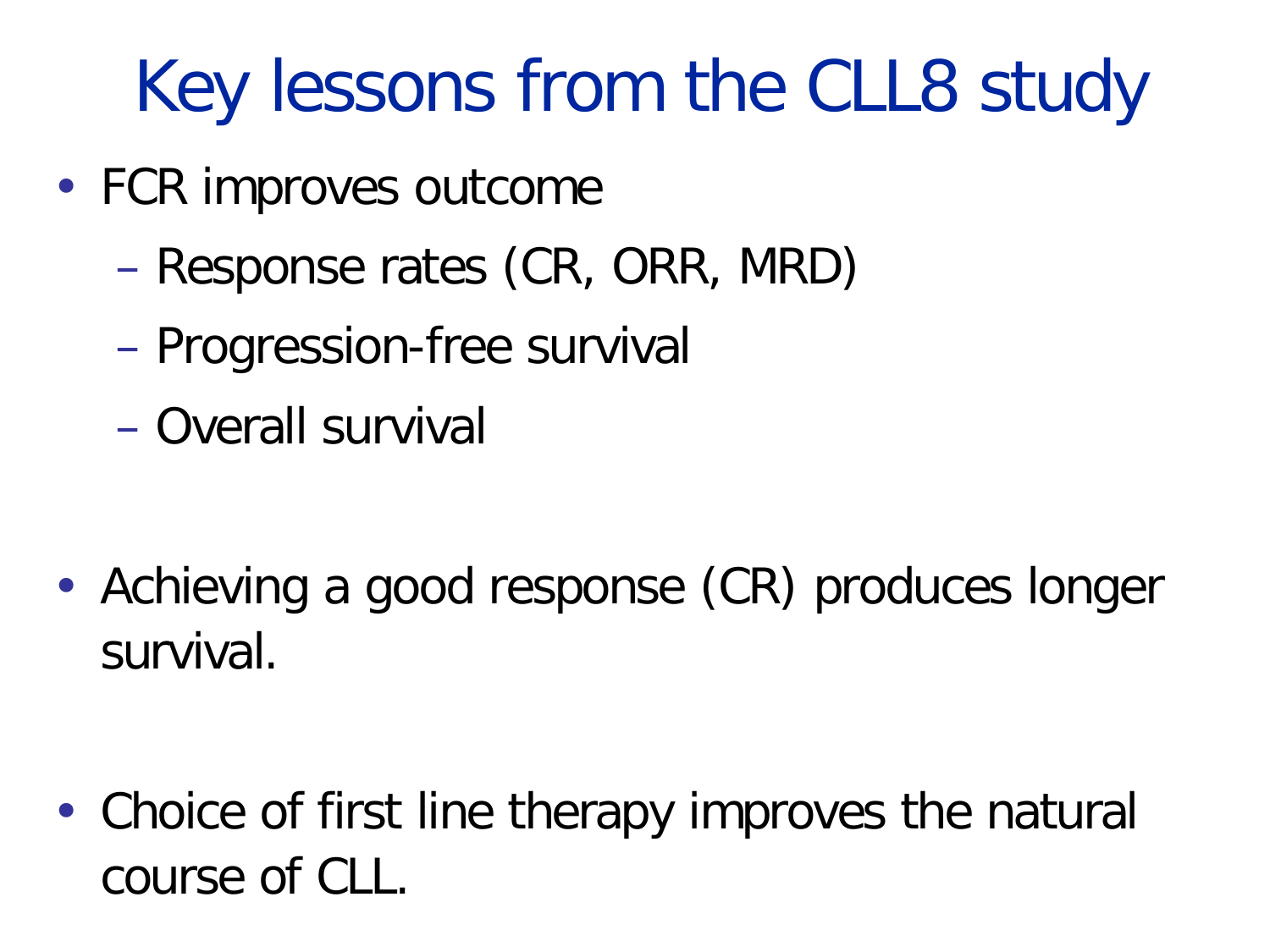# Key lessons from the CLL8 study

- FCR improves outcome
  - Response rates (CR, ORR, MRD)
  - Progression-free survival
  - Overall survival

- Achieving a good response (CR) produces longer survival.

- Choice of first line therapy improves the natural course of CLL.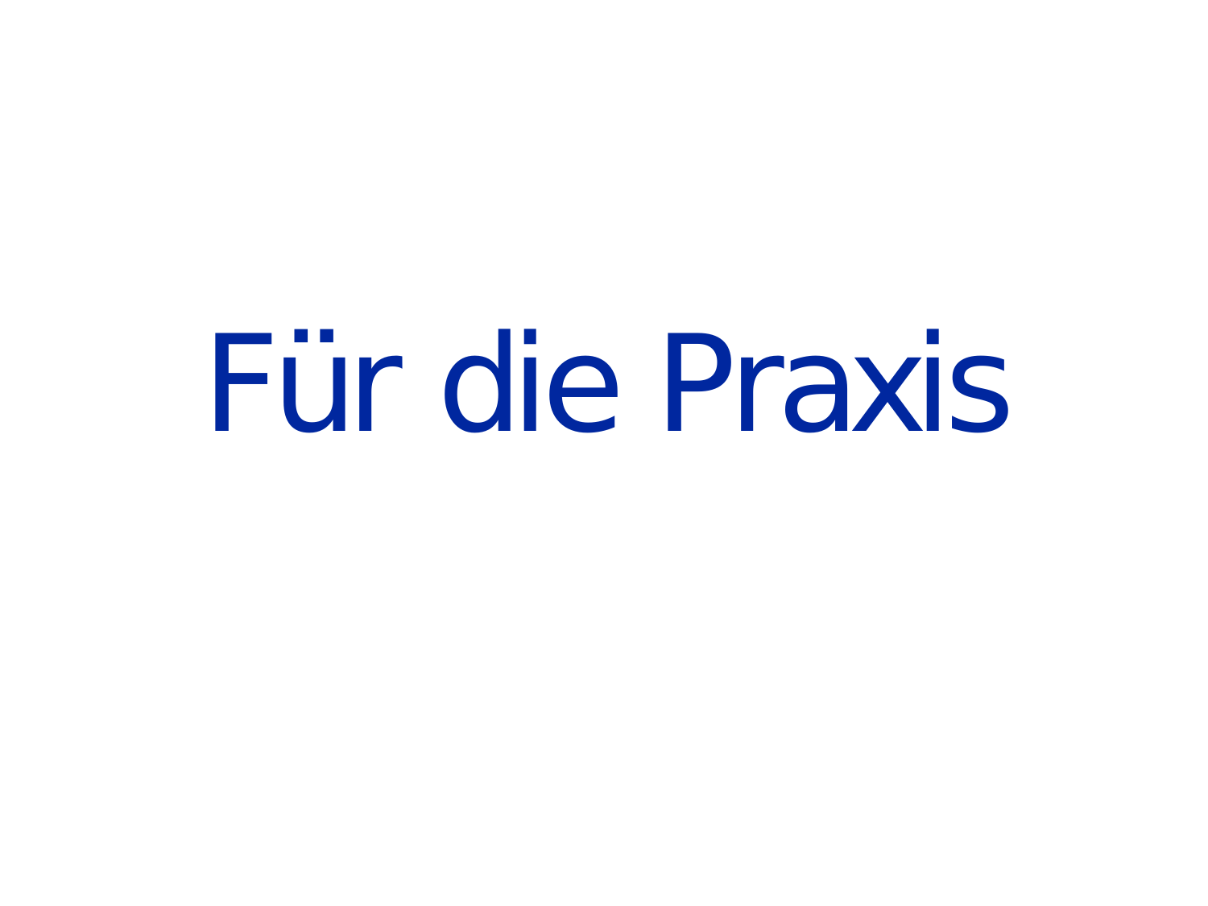# Für die Praxis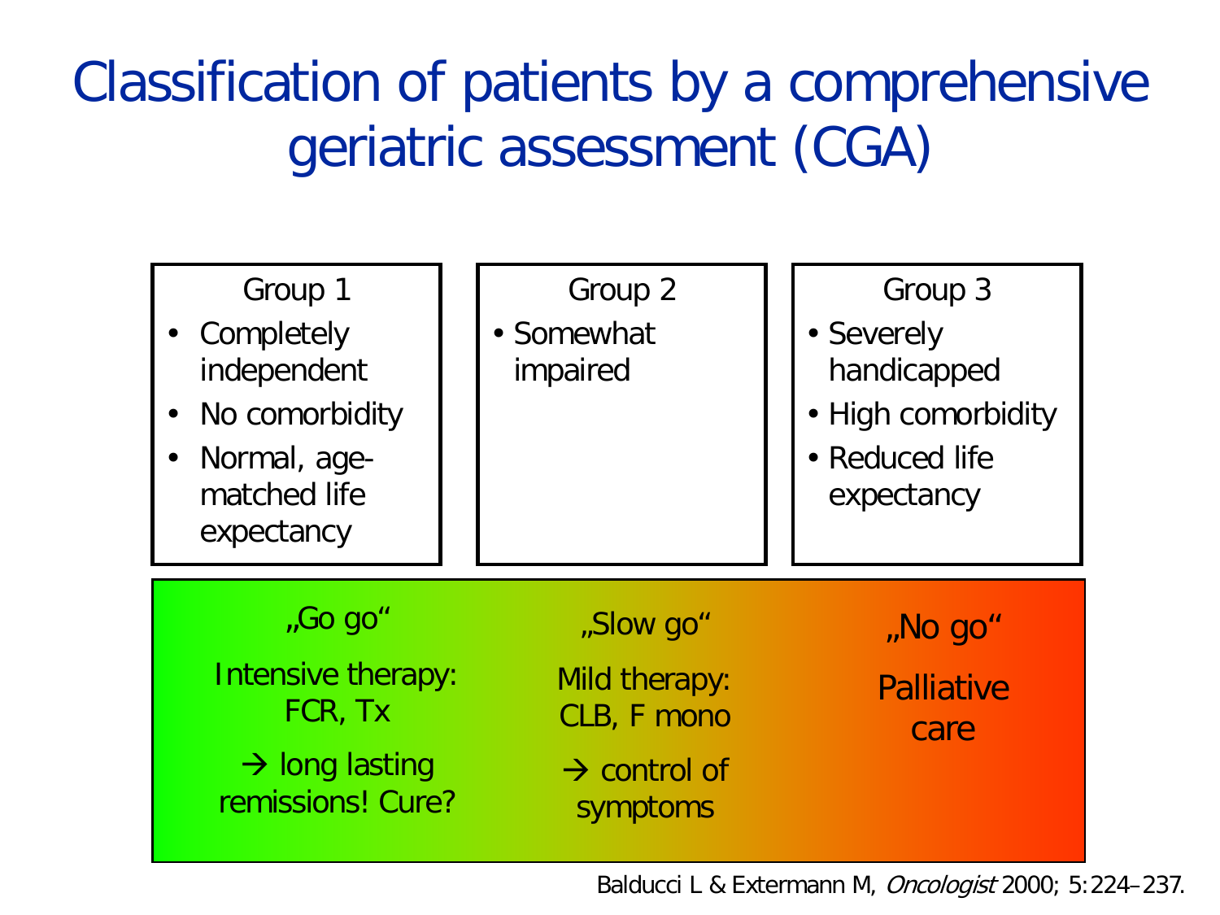# Classification of patients by a comprehensive geriatric assessment (CGA)

| Group 1 | Group 2 | Group 3 |
|---|---|---|
| • Completely independent<br>• No comorbidity<br>• Normal, age-matched life expectancy | • Somewhat impaired | • Severely handicapped<br>• High comorbidity<br>• Reduced life expectancy |
| „Go go“<br>Intensive therapy: FCR, Tx<br>→ long lasting remissions! Cure? | „Slow go“<br>Mild therapy: CLB, F mono<br>→ control of symptoms | „No go“<br>Palliative care |

Balducci L & Extermann M, *Oncologist* 2000; 5:224–237.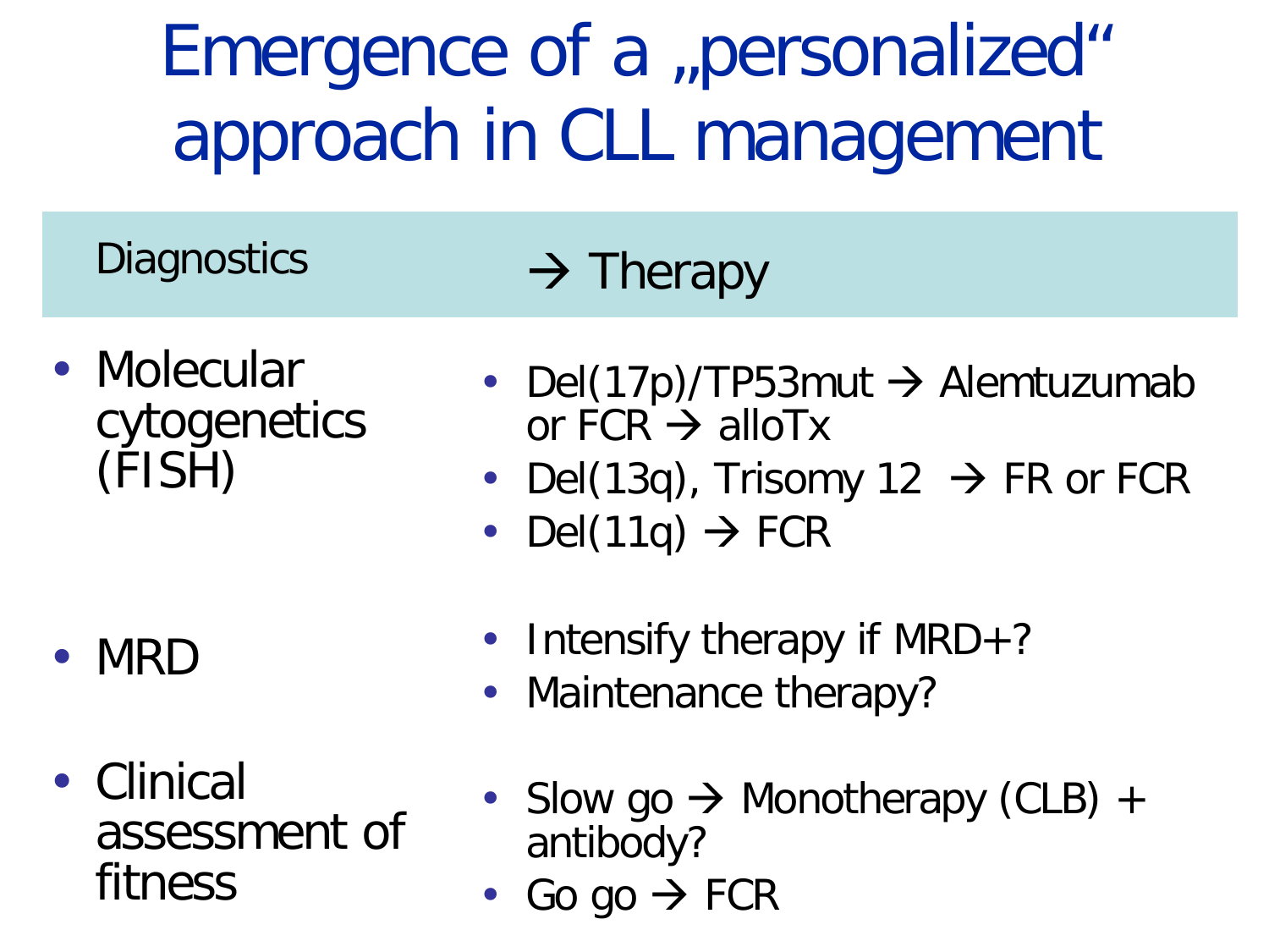# Emergence of a „personalized“ approach in CLL management

| Diagnostics | → Therapy |
| --- | --- |
| • Molecular cytogenetics (FISH) | • Del(17p)/TP53mut → Alemtuzumab or FCR → alloTx<br>• Del(13q), Trisomy 12 → FR or FCR<br>• Del(11q) → FCR |
| • MRD | • Intensify therapy if MRD+?<br>• Maintenance therapy? |
| • Clinical assessment of fitness | • Slow go → Monotherapy (CLB) + antibody?<br>• Go go → FCR |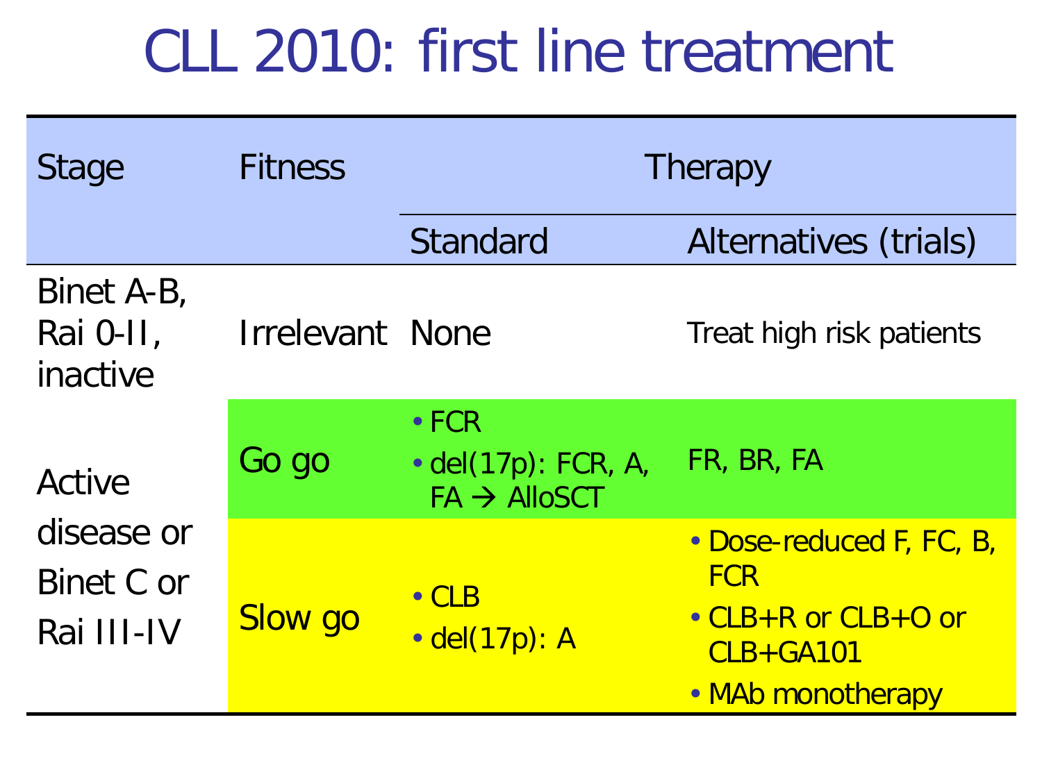# CLL 2010: first line treatment

| Stage | Fitness | Therapy | |
|---|---|---|---|
| | | Standard | Alternatives (trials) |
| Binet A-B, Rai 0-II, inactive | Irrelevant | None | Treat high risk patients |
| Active disease or Binet C or Rai III-IV | Go go | • FCR<br>• del(17p): FCR, A, FA → AlloSCT | FR, BR, FA |
| | Slow go | • CLB<br>• del(17p): A | • Dose-reduced F, FC, B, FCR<br>• CLB+R or CLB+O or CLB+GA101<br>• MAb monotherapy |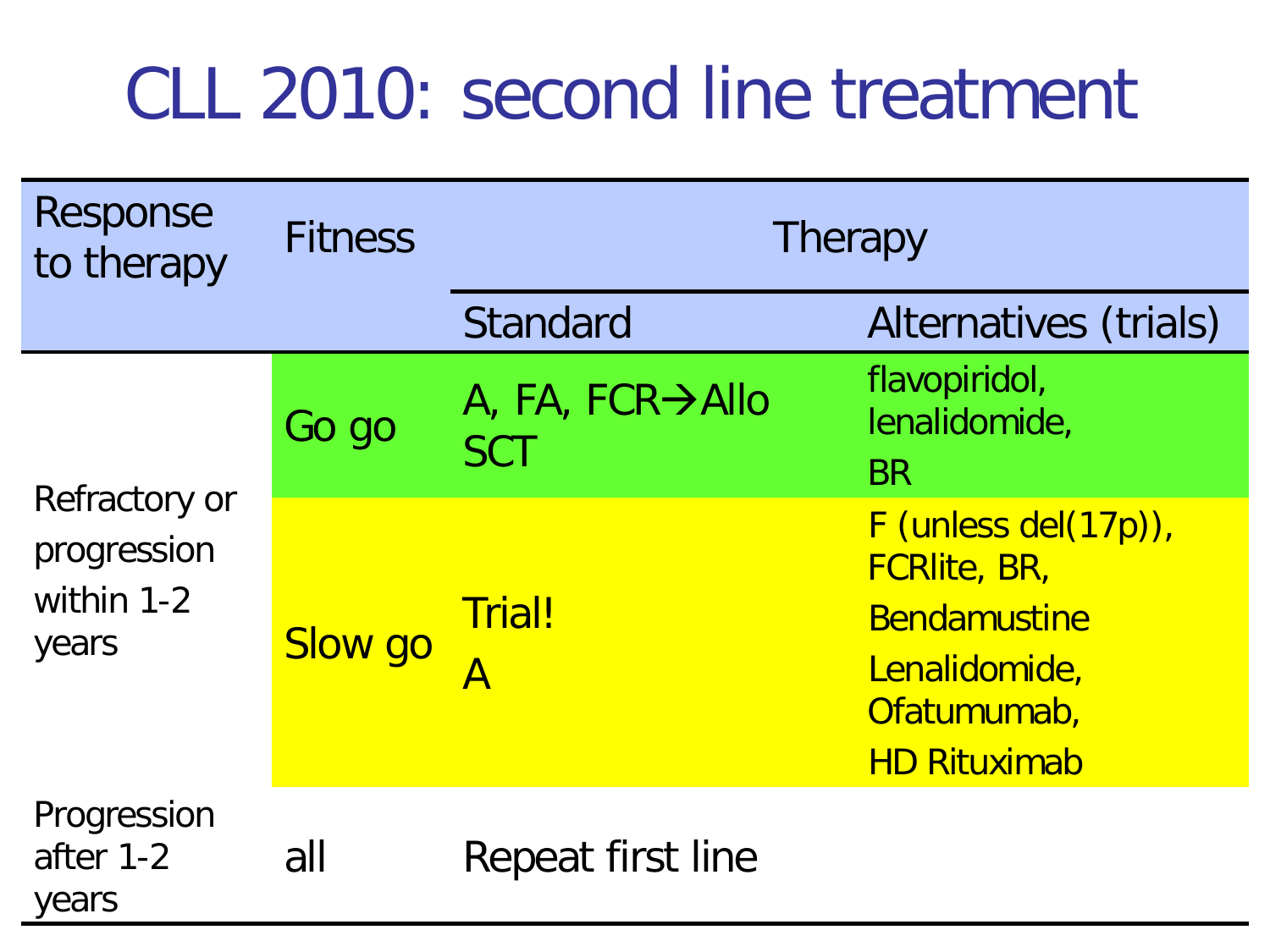# CLL 2010: second line treatment

| Response to therapy | Fitness | Therapy | |
|---|---|---|---|
| | | Standard | Alternatives (trials) |
| Refractory or progression within 1-2 years | Go go | A, FA, FCR→Allo SCT | flavopiridol, lenalidomide, BR |
| | Slow go | Trial! A | F (unless del(17p)), FCRlite, BR, Bendamustine Lenalidomide, Ofatumumab, HD Rituximab |
| Progression after 1-2 years | all | Repeat first line | |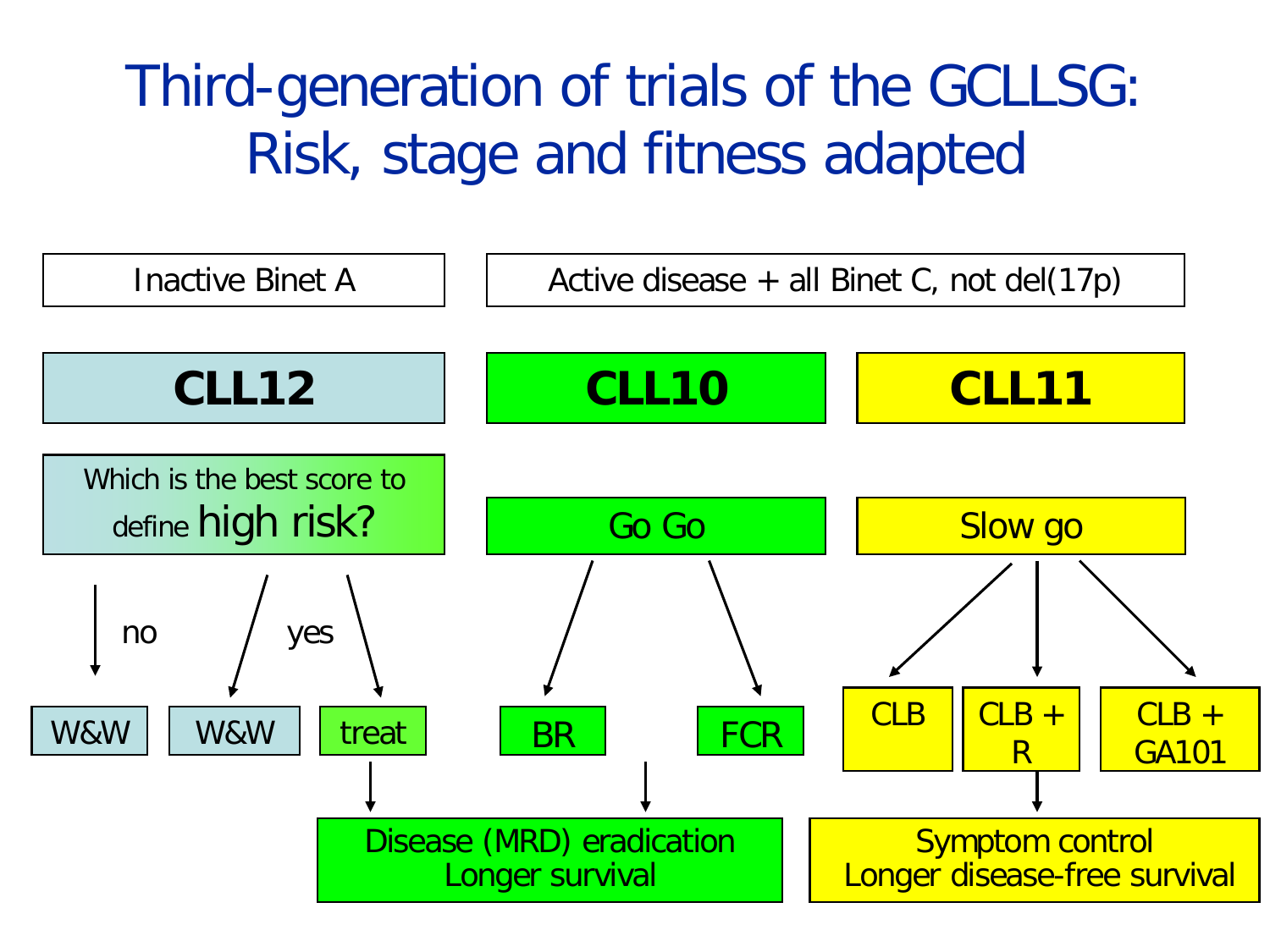# Third-generation of trials of the GCLLSG: Risk, stage and fitness adapted

Inactive Binet A

Active disease + all Binet C, not del(17p)

**CLL12**

**CLL10**

**CLL11**

Which is the best score to define high risk?

Go Go

Slow go

no

yes

W&W

W&W

treat

BR

FCR

CLB

CLB + R

CLB + GA101

Disease (MRD) eradication
Longer survival

Symptom control
Longer disease-free survival